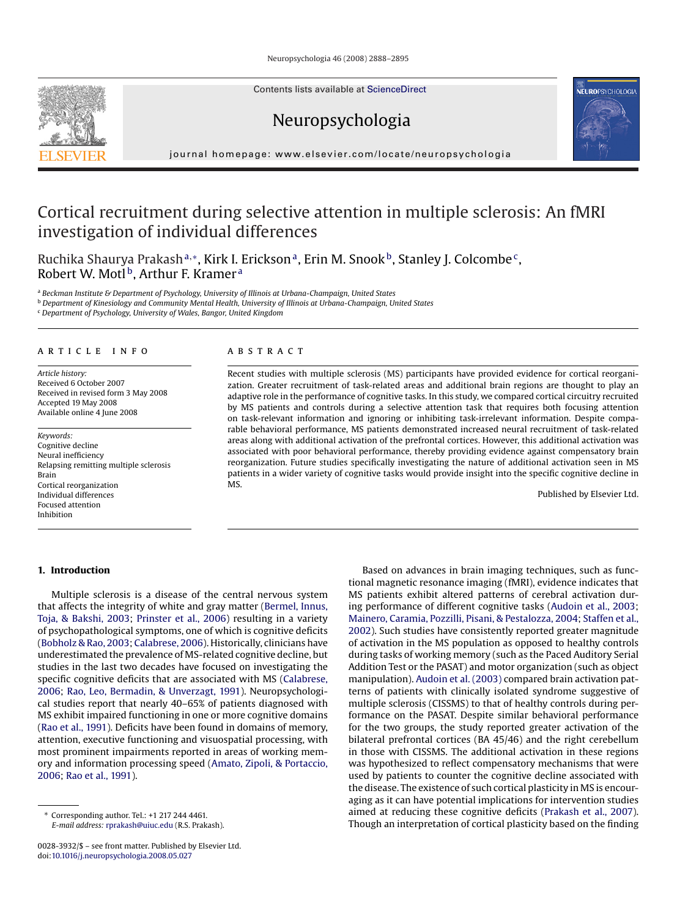# Cortical recruitment during selective attention in multiple sclerosis: An fMRI investigation of individual differences

Ruchika Shaurya Prakash[a,*], Kirk I. Erickson[a], Erin M. Snook[b], Stanley J. Colcombe[c], Robert W. Motl[b], Arthur F. Kramer[a]

[a] *Beckman Institute & Department of Psychology, University of Illinois at Urbana-Champaign, United States*
[b] *Department of Kinesiology and Community Mental Health, University of Illinois at Urbana-Champaign, United States*
[c] *Department of Psychology, University of Wales, Bangor, United Kingdom*

## ARTICLE INFO

*Article history:*
Received 6 October 2007
Received in revised form 3 May 2008
Accepted 19 May 2008
Available online 4 June 2008

*Keywords:*
Cognitive decline
Neural inefficiency
Relapsing remitting multiple sclerosis
Brain
Cortical reorganization
Individual differences
Focused attention
Inhibition

## ABSTRACT

Recent studies with multiple sclerosis (MS) participants have provided evidence for cortical reorganization. Greater recruitment of task-related areas and additional brain regions are thought to play an adaptive role in the performance of cognitive tasks. In this study, we compared cortical circuitry recruited by MS patients and controls during a selective attention task that requires both focusing attention on task-relevant information and ignoring or inhibiting task-irrelevant information. Despite comparable behavioral performance, MS patients demonstrated increased neural recruitment of task-related areas along with additional activation of the prefrontal cortices. However, this additional activation was associated with poor behavioral performance, thereby providing evidence against compensatory brain reorganization. Future studies specifically investigating the nature of additional activation seen in MS patients in a wider variety of cognitive tasks would provide insight into the specific cognitive decline in MS.

Published by Elsevier Ltd.

## 1. Introduction

Multiple sclerosis is a disease of the central nervous system that affects the integrity of white and gray matter (Bermel, Innus, Toja, & Bakshi, 2003; Prinster et al., 2006) resulting in a variety of psychopathological symptoms, one of which is cognitive deficits (Bobholz & Rao, 2003; Calabrese, 2006). Historically, clinicians have underestimated the prevalence of MS-related cognitive decline, but studies in the last two decades have focused on investigating the specific cognitive deficits that are associated with MS (Calabrese, 2006; Rao, Leo, Bermadin, & Unverzagt, 1991). Neuropsychological studies report that nearly 40–65% of patients diagnosed with MS exhibit impaired functioning in one or more cognitive domains (Rao et al., 1991). Deficits have been found in domains of memory, attention, executive functioning and visuospatial processing, with most prominent impairments reported in areas of working memory and information processing speed (Amato, Zipoli, & Portaccio, 2006; Rao et al., 1991).

Based on advances in brain imaging techniques, such as functional magnetic resonance imaging (fMRI), evidence indicates that MS patients exhibit altered patterns of cerebral activation during performance of different cognitive tasks (Audoin et al., 2003; Mainero, Caramia, Pozzilli, Pisani, & Pestalozza, 2004; Staffen et al., 2002). Such studies have consistently reported greater magnitude of activation in the MS population as opposed to healthy controls during tasks of working memory (such as the Paced Auditory Serial Addition Test or the PASAT) and motor organization (such as object manipulation). Audoin et al. (2003) compared brain activation patterns of patients with clinically isolated syndrome suggestive of multiple sclerosis (CISSMS) to that of healthy controls during performance on the PASAT. Despite similar behavioral performance for the two groups, the study reported greater activation of the bilateral prefrontal cortices (BA 45/46) and the right cerebellum in those with CISSMS. The additional activation in these regions was hypothesized to reflect compensatory mechanisms that were used by patients to counter the cognitive decline associated with the disease. The existence of such cortical plasticity in MS is encouraging as it can have potential implications for intervention studies aimed at reducing these cognitive deficits (Prakash et al., 2007). Though an interpretation of cortical plasticity based on the finding

\* Corresponding author. Tel.: +1 217 244 4461.
*E-mail address:* rprakash@uiuc.edu (R.S. Prakash).

0028-3932/$ – see front matter. Published by Elsevier Ltd.
doi:10.1016/j.neuropsychologia.2008.05.027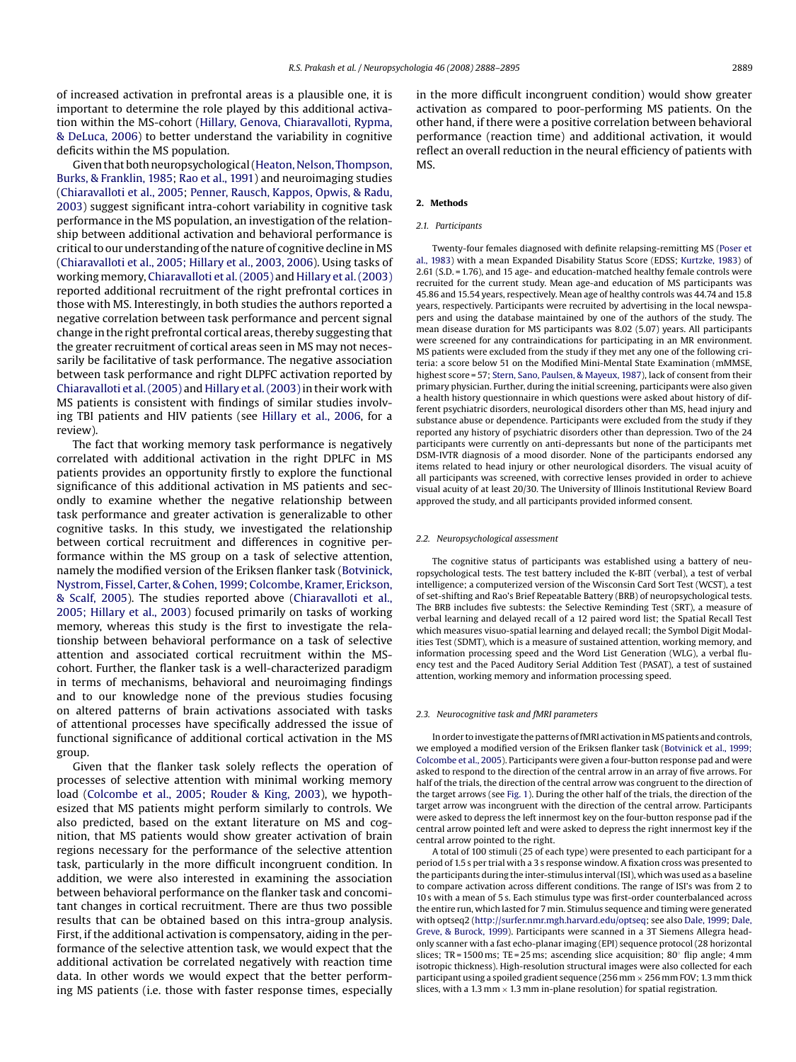of increased activation in prefrontal areas is a plausible one, it is important to determine the role played by this additional activation within the MS-cohort (Hillary, Genova, Chiaravalloti, Rypma, & DeLuca, 2006) to better understand the variability in cognitive deficits within the MS population.

Given that both neuropsychological (Heaton, Nelson, Thompson, Burks, & Franklin, 1985; Rao et al., 1991) and neuroimaging studies (Chiaravalloti et al., 2005; Penner, Rausch, Kappos, Opwis, & Radu, 2003) suggest significant intra-cohort variability in cognitive task performance in the MS population, an investigation of the relationship between additional activation and behavioral performance is critical to our understanding of the nature of cognitive decline in MS (Chiaravalloti et al., 2005; Hillary et al., 2003, 2006). Using tasks of working memory, Chiaravalloti et al. (2005) and Hillary et al. (2003) reported additional recruitment of the right prefrontal cortices in those with MS. Interestingly, in both studies the authors reported a negative correlation between task performance and percent signal change in the right prefrontal cortical areas, thereby suggesting that the greater recruitment of cortical areas seen in MS may not necessarily be facilitative of task performance. The negative association between task performance and right DLPFC activation reported by Chiaravalloti et al. (2005) and Hillary et al. (2003) in their work with MS patients is consistent with findings of similar studies involving TBI patients and HIV patients (see Hillary et al., 2006, for a review).

The fact that working memory task performance is negatively correlated with additional activation in the right DPLFC in MS patients provides an opportunity firstly to explore the functional significance of this additional activation in MS patients and secondly to examine whether the negative relationship between task performance and greater activation is generalizable to other cognitive tasks. In this study, we investigated the relationship between cortical recruitment and differences in cognitive performance within the MS group on a task of selective attention, namely the modified version of the Eriksen flanker task (Botvinick, Nystrom, Fissel, Carter, & Cohen, 1999; Colcombe, Kramer, Erickson, & Scalf, 2005). The studies reported above (Chiaravalloti et al., 2005; Hillary et al., 2003) focused primarily on tasks of working memory, whereas this study is the first to investigate the relationship between behavioral performance on a task of selective attention and associated cortical recruitment within the MS-cohort. Further, the flanker task is a well-characterized paradigm in terms of mechanisms, behavioral and neuroimaging findings and to our knowledge none of the previous studies focusing on altered patterns of brain activations associated with tasks of attentional processes have specifically addressed the issue of functional significance of additional cortical activation in the MS group.

Given that the flanker task solely reflects the operation of processes of selective attention with minimal working memory load (Colcombe et al., 2005; Rouder & King, 2003), we hypothesized that MS patients might perform similarly to controls. We also predicted, based on the extant literature on MS and cognition, that MS patients would show greater activation of brain regions necessary for the performance of the selective attention task, particularly in the more difficult incongruent condition. In addition, we were also interested in examining the association between behavioral performance on the flanker task and concomitant changes in cortical recruitment. There are thus two possible results that can be obtained based on this intra-group analysis. First, if the additional activation is compensatory, aiding in the performance of the selective attention task, we would expect that the additional activation be correlated negatively with reaction time data. In other words we would expect that the better performing MS patients (i.e. those with faster response times, especially in the more difficult incongruent condition) would show greater activation as compared to poor-performing MS patients. On the other hand, if there were a positive correlation between behavioral performance (reaction time) and additional activation, it would reflect an overall reduction in the neural efficiency of patients with MS.

## 2. Methods

### 2.1. Participants

Twenty-four females diagnosed with definite relapsing-remitting MS (Poser et al., 1983) with a mean Expanded Disability Status Score (EDSS; Kurtzke, 1983) of 2.61 (S.D. = 1.76), and 15 age- and education-matched healthy female controls were recruited for the current study. Mean age and education of MS participants was 45.86 and 15.54 years, respectively. Mean age of healthy controls was 44.74 and 15.8 years, respectively. Participants were recruited by advertising in the local newspapers and using the database maintained by one of the authors of the study. The mean disease duration for MS participants was 8.02 (5.07) years. All participants were screened for any contraindications for participating in an MR environment. MS patients were excluded from the study if they met any one of the following criteria: a score below 51 on the Modified Mini-Mental State Examination (mMMSE, highest score = 57; Stern, Sano, Paulsen, & Mayeux, 1987), lack of consent from their primary physician. Further, during the initial screening, participants were also given a health history questionnaire in which questions were asked about history of different psychiatric disorders, neurological disorders other than MS, head injury and substance abuse or dependence. Participants were excluded from the study if they reported any history of psychiatric disorders other than depression. Two of the 24 participants were currently on anti-depressants but none of the participants met DSM-IVTR diagnosis of a mood disorder. None of the participants endorsed any items related to head injury or other neurological disorders. The visual acuity of all participants was screened, with corrective lenses provided in order to achieve visual acuity of at least 20/30. The University of Illinois Institutional Review Board approved the study, and all participants provided informed consent.

### 2.2. Neuropsychological assessment

The cognitive status of participants was established using a battery of neuropsychological tests. The test battery included the K-BIT (verbal), a test of verbal intelligence; a computerized version of the Wisconsin Card Sort Test (WCST), a test of set-shifting and Rao's Brief Repeatable Battery (BRB) of neuropsychological tests. The BRB includes five subtests: the Selective Reminding Test (SRT), a measure of verbal learning and delayed recall of a 12 paired word list; the Spatial Recall Test which measures visuo-spatial learning and delayed recall; the Symbol Digit Modalities Test (SDMT), which is a measure of sustained attention, working memory, and information processing speed and the Word List Generation (WLG), a verbal fluency test and the Paced Auditory Serial Addition Test (PASAT), a test of sustained attention, working memory and information processing speed.

### 2.3. Neurocognitive task and fMRI parameters

In order to investigate the patterns of fMRI activation in MS patients and controls, we employed a modified version of the Eriksen flanker task (Botvinick et al., 1999; Colcombe et al., 2005). Participants were given a four-button response pad and were asked to respond to the direction of the central arrow in an array of five arrows. For half of the trials, the direction of the central arrow was congruent to the direction of the target arrows (see Fig. 1). During the other half of the trials, the direction of the target arrow was incongruent with the direction of the central arrow. Participants were asked to depress the left innermost key on the four-button response pad if the central arrow pointed left and were asked to depress the right innermost key if the central arrow pointed to the right.

A total of 100 stimuli (25 of each type) were presented to each participant for a period of 1.5 s per trial with a 3 s response window. A fixation cross was presented to the participants during the inter-stimulus interval (ISI), which was used as a baseline to compare activation across different conditions. The range of ISI's was from 2 to 10 s with a mean of 5 s. Each stimulus type was first-order counterbalanced across the entire run, which lasted for 7 min. Stimulus sequence and timing were generated with optseq2 (http://surfer.nmr.mgh.harvard.edu/optseq; see also Dale, 1999; Dale, Greve, & Burock, 1999). Participants were scanned in a 3T Siemens Allegra head-only scanner with a fast echo-planar imaging (EPI) sequence protocol (28 horizontal slices; TR = 1500 ms; TE = 25 ms; ascending slice acquisition; 80° flip angle; 4 mm isotropic thickness). High-resolution structural images were also collected for each participant using a spoiled gradient sequence (256 mm × 256 mm FOV; 1.3 mm thick slices, with a 1.3 mm × 1.3 mm in-plane resolution) for spatial registration.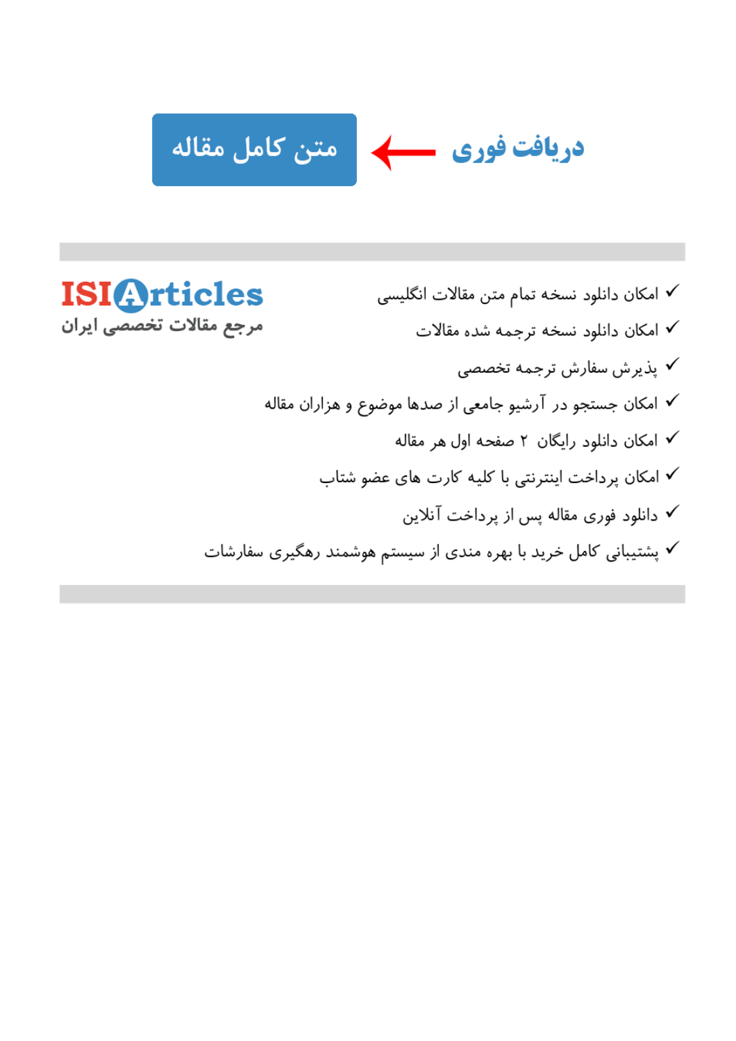دریافت فوری ← **متن کامل مقاله**

**ISIArticles**
مرجع مقالات تخصصی ایران

- ✓ امکان دانلود نسخه تمام متن مقالات انگلیسی
- ✓ امکان دانلود نسخه ترجمه شده مقالات
- ✓ پذیرش سفارش ترجمه تخصصی
- ✓ امکان جستجو در آرشیو جامعی از صدها موضوع و هزاران مقاله
- ✓ امکان دانلود رایگان ۲ صفحه اول هر مقاله
- ✓ امکان پرداخت اینترنتی با کلیه کارت های عضو شتاب
- ✓ دانلود فوری مقاله پس از پرداخت آنلاین
- ✓ پشتیبانی کامل خرید با بهره مندی از سیستم هوشمند رهگیری سفارشات